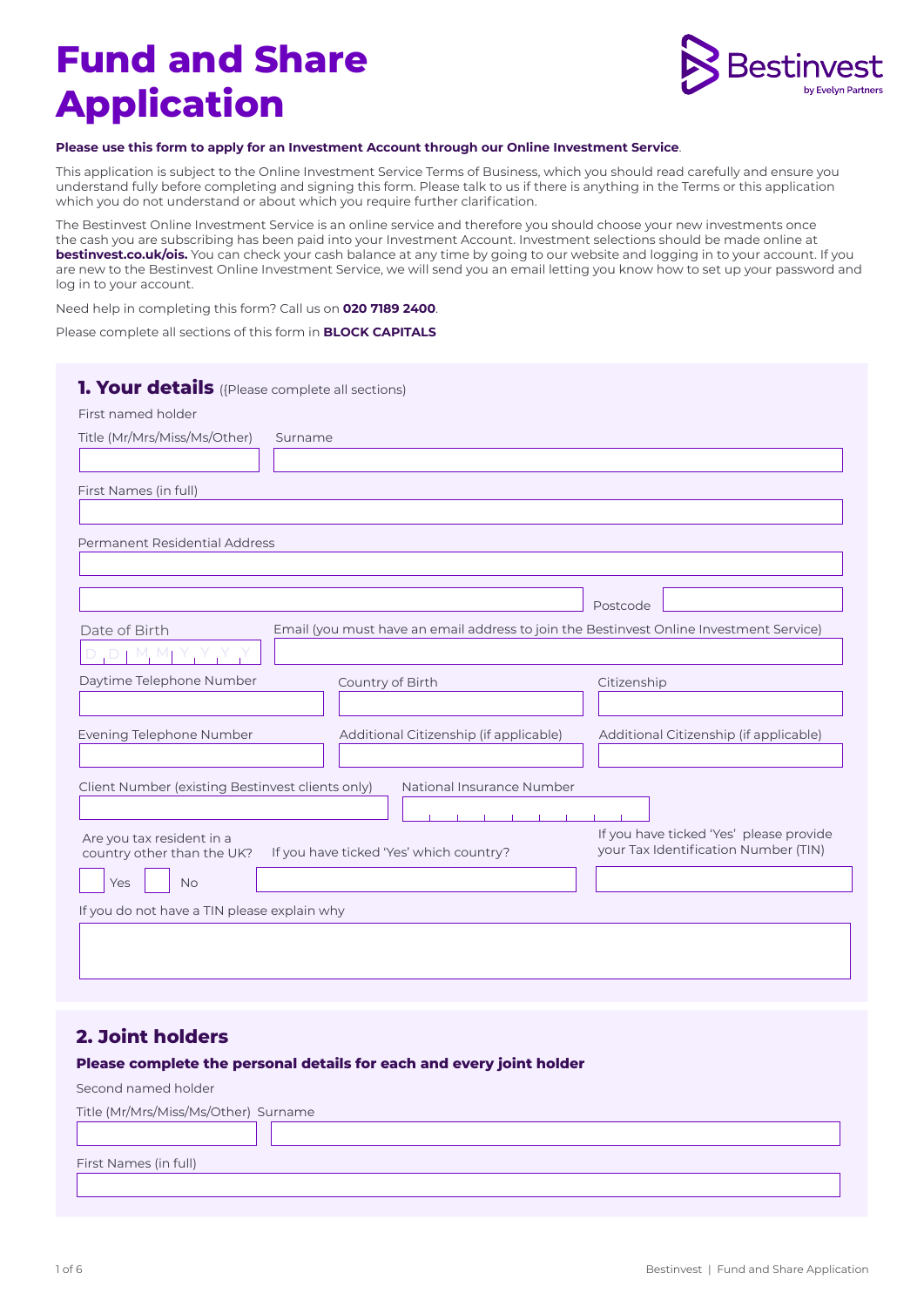# Fund and Share Application

Bestinvest by Evelyn Partners

**Please use this form to apply for an Investment Account through our Online Investment Service**.

This application is subject to the Online Investment Service Terms of Business, which you should read carefully and ensure you understand fully before completing and signing this form. Please talk to us if there is anything in the Terms or this application which you do not understand or about which you require further clarification.

The Bestinvest Online Investment Service is an online service and therefore you should choose your new investments once the cash you are subscribing has been paid into your Investment Account. Investment selections should be made online at **bestinvest.co.uk/ois.** You can check your cash balance at any time by going to our website and logging in to your account. If you are new to the Bestinvest Online Investment Service, we will send you an email letting you know how to set up your password and log in to your account.

Need help in completing this form? Call us on **020 7189 2400**.

Please complete all sections of this form in **BLOCK CAPITALS**

## 1. Your details ((Please complete all sections)

First named holder

Title (Mr/Mrs/Miss/Ms/Other)

Surname

First Names (in full)

Permanent Residential Address

Postcode

Date of Birth D D M M Y Y Y Y

Email (you must have an email address to join the Bestinvest Online Investment Service)

Daytime Telephone Number

Country of Birth

Citizenship

Evening Telephone Number

Additional Citizenship (if applicable)

Additional Citizenship (if applicable)

Client Number (existing Bestinvest clients only)

National Insurance Number

Are you tax resident in a country other than the UK?

Yes ☐ No ☐

If you have ticked 'Yes' which country?

If you have ticked 'Yes' please provide your Tax Identification Number (TIN)

If you do not have a TIN please explain why

## 2. Joint holders

**Please complete the personal details for each and every joint holder**

Second named holder

Title (Mr/Mrs/Miss/Ms/Other)

Surname

First Names (in full)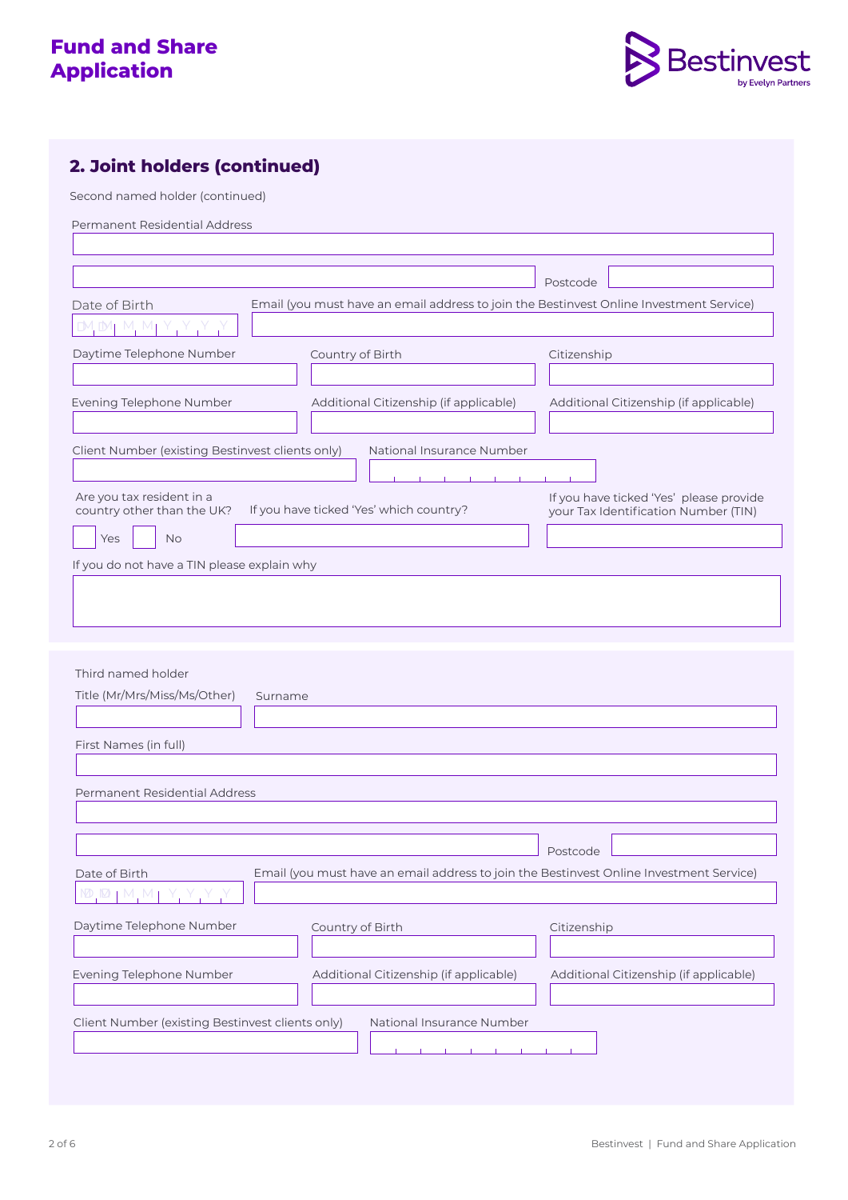# Fund and Share Application

## 2. Joint holders (continued)

Second named holder (continued)

Permanent Residential Address

Postcode

Date of Birth

D D M M Y Y Y Y

Email (you must have an email address to join the Bestinvest Online Investment Service)

Daytime Telephone Number

Country of Birth

Citizenship

Evening Telephone Number

Additional Citizenship (if applicable)

Additional Citizenship (if applicable)

Client Number (existing Bestinvest clients only)

National Insurance Number

Are you tax resident in a country other than the UK?

Yes No

If you have ticked 'Yes' which country?

If you have ticked 'Yes' please provide your Tax Identification Number (TIN)

If you do not have a TIN please explain why

Third named holder

Title (Mr/Mrs/Miss/Ms/Other)

Surname

First Names (in full)

Permanent Residential Address

Postcode

Date of Birth

D D M M Y Y Y Y

Email (you must have an email address to join the Bestinvest Online Investment Service)

Daytime Telephone Number

Country of Birth

Citizenship

Evening Telephone Number

Additional Citizenship (if applicable)

Additional Citizenship (if applicable)

Client Number (existing Bestinvest clients only)

National Insurance Number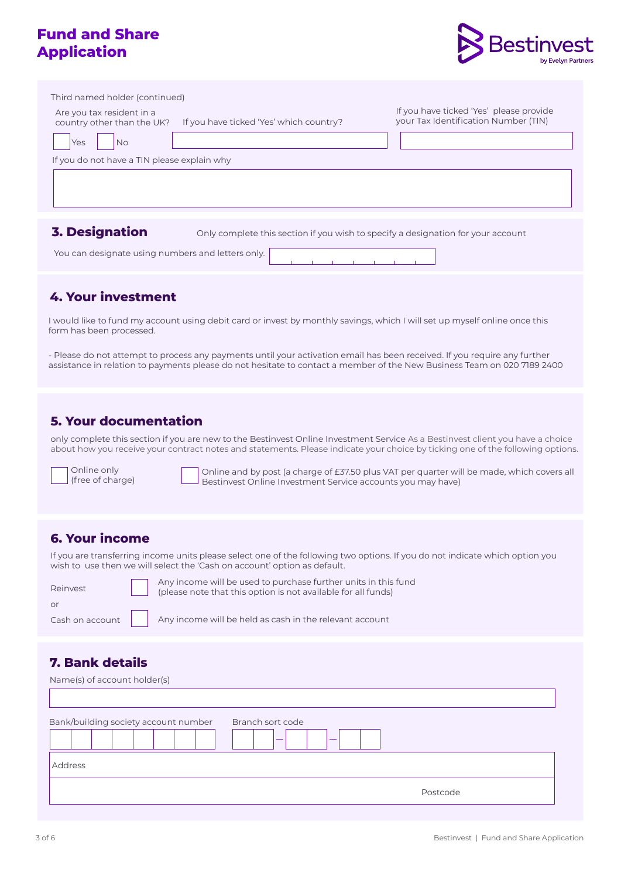# Fund and Share Application

Third named holder (continued)

Are you tax resident in a country other than the UK?

☐ Yes ☐ No

If you have ticked 'Yes' which country?

If you have ticked 'Yes' please provide your Tax Identification Number (TIN)

If you do not have a TIN please explain why

## 3. Designation

Only complete this section if you wish to specify a designation for your account

You can designate using numbers and letters only.

## 4. Your investment

I would like to fund my account using debit card or invest by monthly savings, which I will set up myself online once this form has been processed.

- Please do not attempt to process any payments until your activation email has been received. If you require any further assistance in relation to payments please do not hesitate to contact a member of the New Business Team on 020 7189 2400

## 5. Your documentation

only complete this section if you are new to the Bestinvest Online Investment Service As a Bestinvest client you have a choice about how you receive your contract notes and statements. Please indicate your choice by ticking one of the following options.

☐ Online only (free of charge)

☐ Online and by post (a charge of £37.50 plus VAT per quarter will be made, which covers all Bestinvest Online Investment Service accounts you may have)

## 6. Your income

If you are transferring income units please select one of the following two options. If you do not indicate which option you wish to use then we will select the 'Cash on account' option as default.

Reinvest ☐ Any income will be used to purchase further units in this fund (please note that this option is not available for all funds)

or

Cash on account ☐ Any income will be held as cash in the relevant account

## 7. Bank details

Name(s) of account holder(s)

Bank/building society account number

Branch sort code

Address

Postcode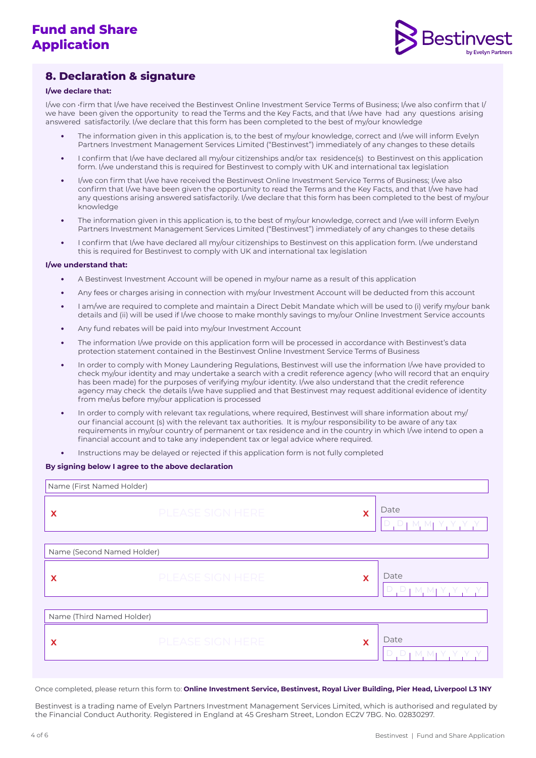# Fund and Share Application

## 8. Declaration & signature

**I/we declare that:**

I/we con -firm that I/we have received the Bestinvest Online Investment Service Terms of Business; I/we also confirm that I/we have been given the opportunity to read the Terms and the Key Facts, and that I/we have had any questions arising answered satisfactorily. I/we declare that this form has been completed to the best of my/our knowledge

- The information given in this application is, to the best of my/our knowledge, correct and I/we will inform Evelyn Partners Investment Management Services Limited ("Bestinvest") immediately of any changes to these details
- I confirm that I/we have declared all my/our citizenships and/or tax residence(s) to Bestinvest on this application form. I/we understand this is required for Bestinvest to comply with UK and international tax legislation
- I/we con firm that I/we have received the Bestinvest Online Investment Service Terms of Business; I/we also confirm that I/we have been given the opportunity to read the Terms and the Key Facts, and that I/we have had any questions arising answered satisfactorily. I/we declare that this form has been completed to the best of my/our knowledge
- The information given in this application is, to the best of my/our knowledge, correct and I/we will inform Evelyn Partners Investment Management Services Limited ("Bestinvest") immediately of any changes to these details
- I confirm that I/we have declared all my/our citizenships to Bestinvest on this application form. I/we understand this is required for Bestinvest to comply with UK and international tax legislation

**I/we understand that:**

- A Bestinvest Investment Account will be opened in my/our name as a result of this application
- Any fees or charges arising in connection with my/our Investment Account will be deducted from this account
- I am/we are required to complete and maintain a Direct Debit Mandate which will be used to (i) verify my/our bank details and (ii) will be used if I/we choose to make monthly savings to my/our Online Investment Service accounts
- Any fund rebates will be paid into my/our Investment Account
- The information I/we provide on this application form will be processed in accordance with Bestinvest's data protection statement contained in the Bestinvest Online Investment Service Terms of Business
- In order to comply with Money Laundering Regulations, Bestinvest will use the information I/we have provided to check my/our identity and may undertake a search with a credit reference agency (who will record that an enquiry has been made) for the purposes of verifying my/our identity. I/we also understand that the credit reference agency may check the details I/we have supplied and that Bestinvest may request additional evidence of identity from me/us before my/our application is processed
- In order to comply with relevant tax regulations, where required, Bestinvest will share information about my/our financial account (s) with the relevant tax authorities. It is my/our responsibility to be aware of any tax requirements in my/our country of permanent or tax residence and in the country in which I/we intend to open a financial account and to take any independent tax or legal advice where required.
- Instructions may be delayed or rejected if this application form is not fully completed

**By signing below I agree to the above declaration**

Name (First Named Holder)

X PLEASE SIGN HERE X | Date D D | M M | Y Y Y Y

Name (Second Named Holder)

X PLEASE SIGN HERE X | Date D D | M M | Y Y Y Y

Name (Third Named Holder)

X PLEASE SIGN HERE X | Date D D | M M | Y Y Y Y

Once completed, please return this form to: **Online Investment Service, Bestinvest, Royal Liver Building, Pier Head, Liverpool L3 1NY**

Bestinvest is a trading name of Evelyn Partners Investment Management Services Limited, which is authorised and regulated by the Financial Conduct Authority. Registered in England at 45 Gresham Street, London EC2V 7BG. No. 02830297.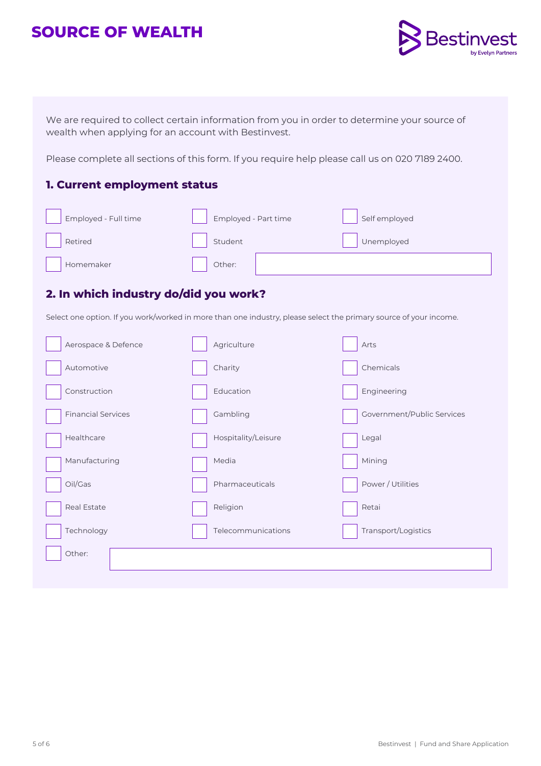# SOURCE OF WEALTH

We are required to collect certain information from you in order to determine your source of wealth when applying for an account with Bestinvest.

Please complete all sections of this form. If you require help please call us on 020 7189 2400.

## 1. Current employment status

- [ ] Employed - Full time
- [ ] Employed - Part time
- [ ] Self employed
- [ ] Retired
- [ ] Student
- [ ] Unemployed
- [ ] Homemaker
- [ ] Other: ____________________

## 2. In which industry do/did you work?

Select one option. If you work/worked in more than one industry, please select the primary source of your income.

- [ ] Aerospace & Defence
- [ ] Agriculture
- [ ] Arts
- [ ] Automotive
- [ ] Charity
- [ ] Chemicals
- [ ] Construction
- [ ] Education
- [ ] Engineering
- [ ] Financial Services
- [ ] Gambling
- [ ] Government/Public Services
- [ ] Healthcare
- [ ] Hospitality/Leisure
- [ ] Legal
- [ ] Manufacturing
- [ ] Media
- [ ] Mining
- [ ] Oil/Gas
- [ ] Pharmaceuticals
- [ ] Power / Utilities
- [ ] Real Estate
- [ ] Religion
- [ ] Retai
- [ ] Technology
- [ ] Telecommunications
- [ ] Transport/Logistics
- [ ] Other: ____________________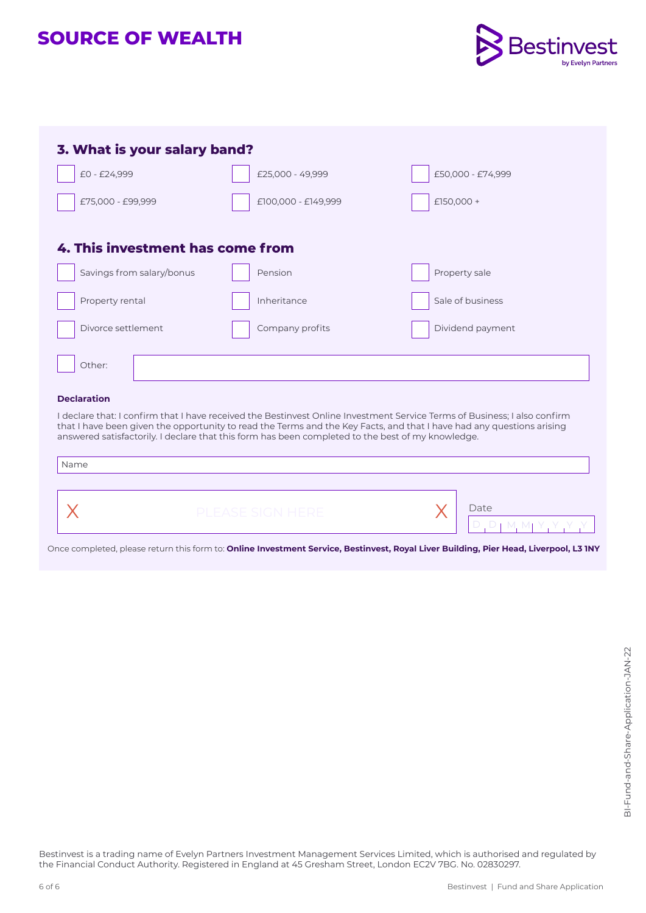# SOURCE OF WEALTH

### 3. What is your salary band?

- ☐ £0 - £24,999
- ☐ £25,000 - 49,999
- ☐ £50,000 - £74,999
- ☐ £75,000 - £99,999
- ☐ £100,000 - £149,999
- ☐ £150,000 +

### 4. This investment has come from

- ☐ Savings from salary/bonus
- ☐ Pension
- ☐ Property sale
- ☐ Property rental
- ☐ Inheritance
- ☐ Sale of business
- ☐ Divorce settlement
- ☐ Company profits
- ☐ Dividend payment
- ☐ Other: ____________________

**Declaration**

I declare that: I confirm that I have received the Bestinvest Online Investment Service Terms of Business; I also confirm that I have been given the opportunity to read the Terms and the Key Facts, and that I have had any questions arising answered satisfactorily. I declare that this form has been completed to the best of my knowledge.

Name ____________________

X PLEASE SIGN HERE X

Date D D M M Y Y Y Y

Once completed, please return this form to: **Online Investment Service, Bestinvest, Royal Liver Building, Pier Head, Liverpool, L3 1NY**

BI-Fund-and-Share-Application-JAN-22

Bestinvest is a trading name of Evelyn Partners Investment Management Services Limited, which is authorised and regulated by the Financial Conduct Authority. Registered in England at 45 Gresham Street, London EC2V 7BG. No. 02830297.